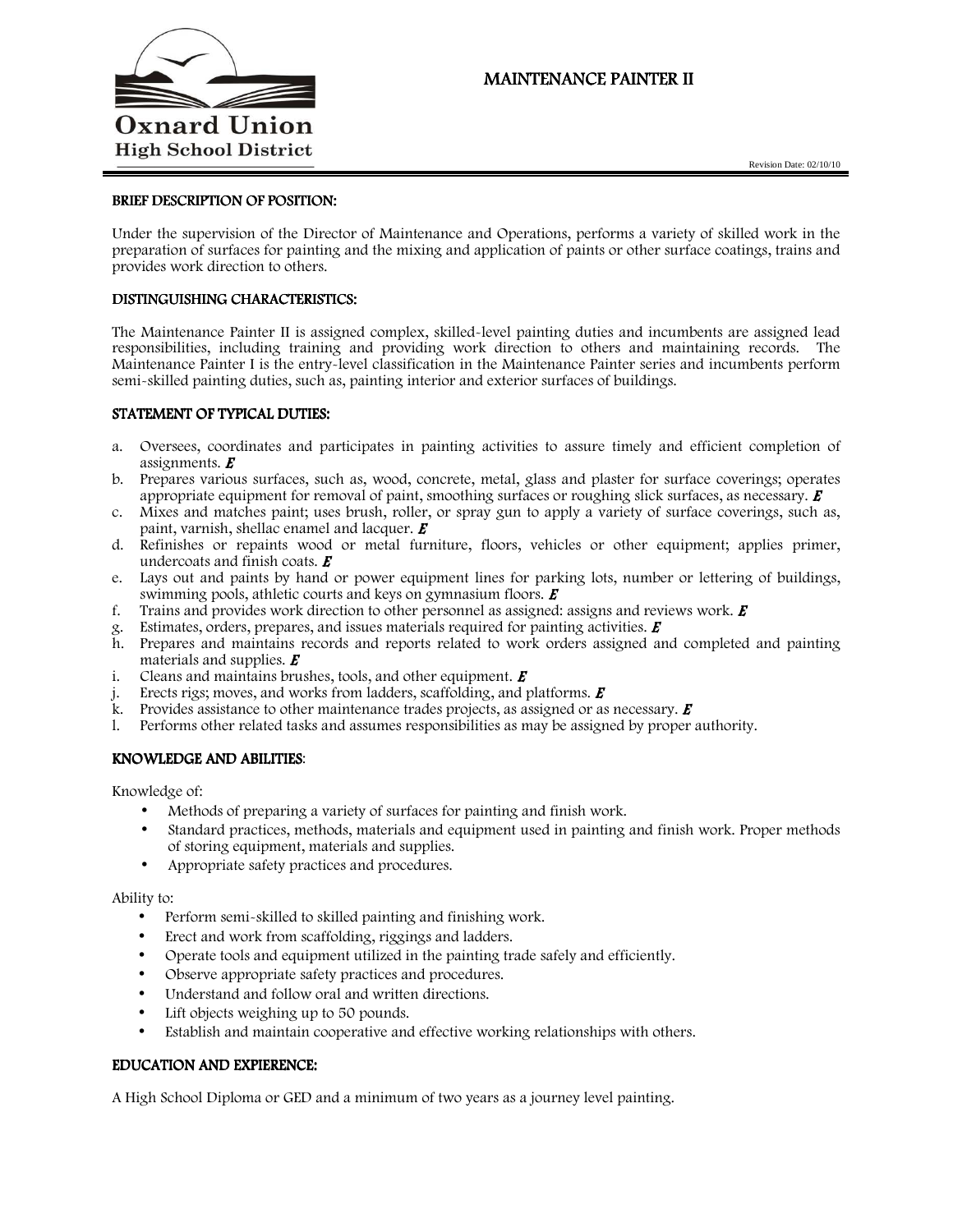Oxnard Union High School District

# MAINTENANCE PAINTER II

Revision Date: 02/10/10

## BRIEF DESCRIPTION OF POSITION:

Under the supervision of the Director of Maintenance and Operations, performs a variety of skilled work in the preparation of surfaces for painting and the mixing and application of paints or other surface coatings, trains and provides work direction to others.

## DISTINGUISHING CHARACTERISTICS:

The Maintenance Painter II is assigned complex, skilled-level painting duties and incumbents are assigned lead responsibilities, including training and providing work direction to others and maintaining records. The Maintenance Painter I is the entry-level classification in the Maintenance Painter series and incumbents perform semi-skilled painting duties, such as, painting interior and exterior surfaces of buildings.

## STATEMENT OF TYPICAL DUTIES:

a. Oversees, coordinates and participates in painting activities to assure timely and efficient completion of assignments. ***E***
b. Prepares various surfaces, such as, wood, concrete, metal, glass and plaster for surface coverings; operates appropriate equipment for removal of paint, smoothing surfaces or roughing slick surfaces, as necessary. ***E***
c. Mixes and matches paint; uses brush, roller, or spray gun to apply a variety of surface coverings, such as, paint, varnish, shellac enamel and lacquer. ***E***
d. Refinishes or repaints wood or metal furniture, floors, vehicles or other equipment; applies primer, undercoats and finish coats. ***E***
e. Lays out and paints by hand or power equipment lines for parking lots, number or lettering of buildings, swimming pools, athletic courts and keys on gymnasium floors. ***E***
f. Trains and provides work direction to other personnel as assigned: assigns and reviews work. ***E***
g. Estimates, orders, prepares, and issues materials required for painting activities. ***E***
h. Prepares and maintains records and reports related to work orders assigned and completed and painting materials and supplies. ***E***
i. Cleans and maintains brushes, tools, and other equipment. ***E***
j. Erects rigs; moves, and works from ladders, scaffolding, and platforms. ***E***
k. Provides assistance to other maintenance trades projects, as assigned or as necessary. ***E***
l. Performs other related tasks and assumes responsibilities as may be assigned by proper authority.

## KNOWLEDGE AND ABILITIES:

Knowledge of:

- Methods of preparing a variety of surfaces for painting and finish work.
- Standard practices, methods, materials and equipment used in painting and finish work. Proper methods of storing equipment, materials and supplies.
- Appropriate safety practices and procedures.

Ability to:

- Perform semi-skilled to skilled painting and finishing work.
- Erect and work from scaffolding, riggings and ladders.
- Operate tools and equipment utilized in the painting trade safely and efficiently.
- Observe appropriate safety practices and procedures.
- Understand and follow oral and written directions.
- Lift objects weighing up to 50 pounds.
- Establish and maintain cooperative and effective working relationships with others.

## EDUCATION AND EXPIERENCE:

A High School Diploma or GED and a minimum of two years as a journey level painting.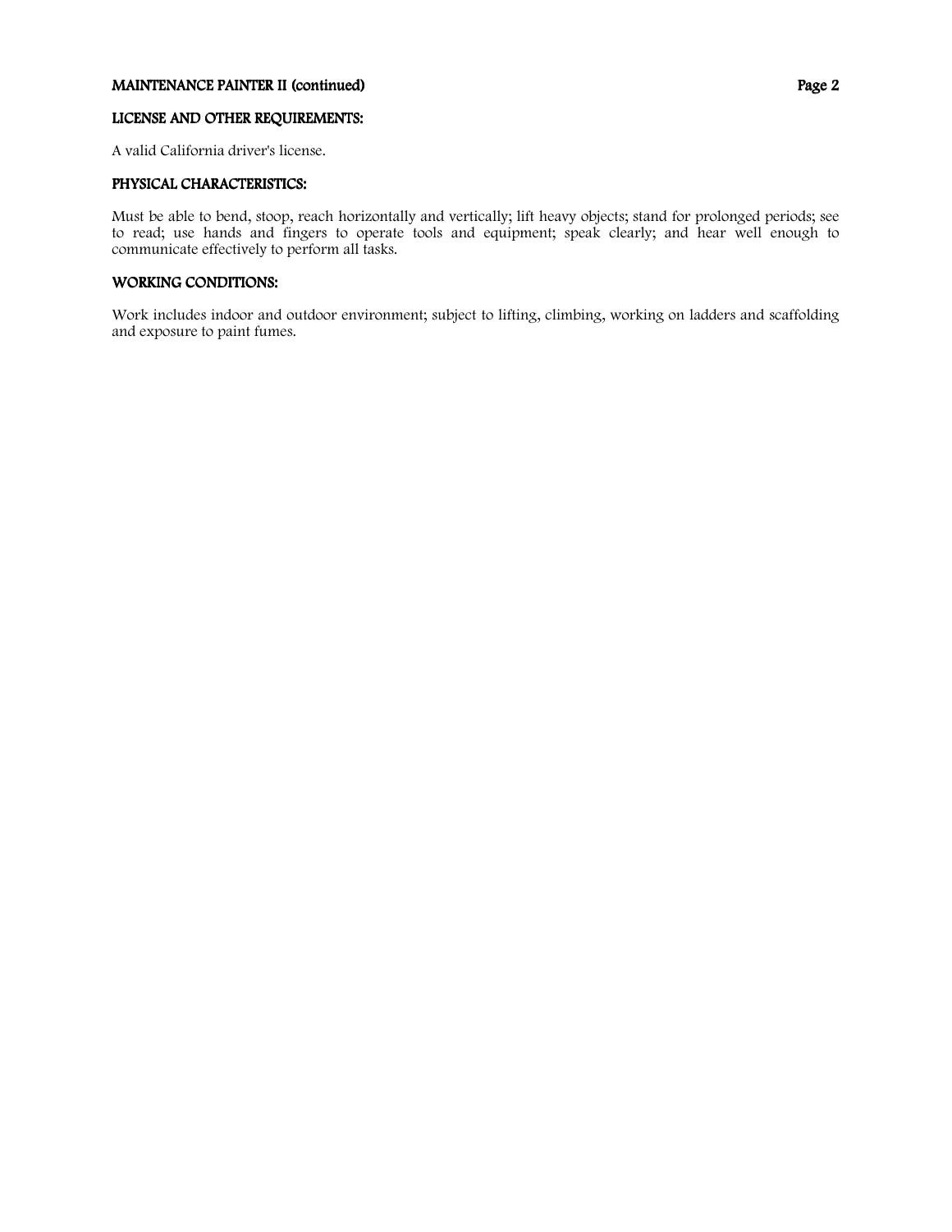### LICENSE AND OTHER REQUIREMENTS:

A valid California driver's license.

### PHYSICAL CHARACTERISTICS:

Must be able to bend, stoop, reach horizontally and vertically; lift heavy objects; stand for prolonged periods; see to read; use hands and fingers to operate tools and equipment; speak clearly; and hear well enough to communicate effectively to perform all tasks.

### WORKING CONDITIONS:

Work includes indoor and outdoor environment; subject to lifting, climbing, working on ladders and scaffolding and exposure to paint fumes.